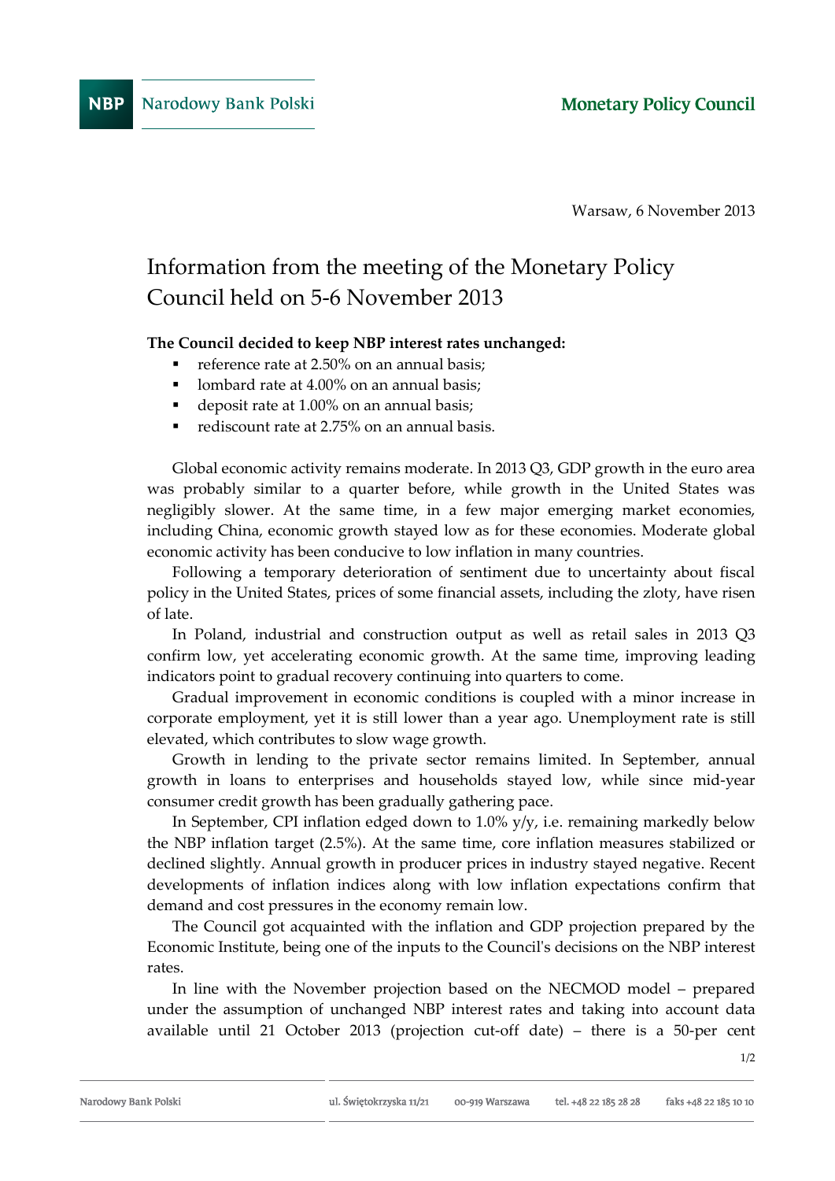Warsaw, 6 November 2013

# Information from the meeting of the Monetary Policy Council held on 5-6 November 2013

**The Council decided to keep NBP interest rates unchanged:**

- reference rate at 2.50% on an annual basis;
- lombard rate at 4.00% on an annual basis;
- deposit rate at 1.00% on an annual basis;
- rediscount rate at 2.75% on an annual basis.

Global economic activity remains moderate. In 2013 Q3, GDP growth in the euro area was probably similar to a quarter before, while growth in the United States was negligibly slower. At the same time, in a few major emerging market economies, including China, economic growth stayed low as for these economies. Moderate global economic activity has been conducive to low inflation in many countries.

Following a temporary deterioration of sentiment due to uncertainty about fiscal policy in the United States, prices of some financial assets, including the zloty, have risen of late.

In Poland, industrial and construction output as well as retail sales in 2013 Q3 confirm low, yet accelerating economic growth. At the same time, improving leading indicators point to gradual recovery continuing into quarters to come.

Gradual improvement in economic conditions is coupled with a minor increase in corporate employment, yet it is still lower than a year ago. Unemployment rate is still elevated, which contributes to slow wage growth.

Growth in lending to the private sector remains limited. In September, annual growth in loans to enterprises and households stayed low, while since mid-year consumer credit growth has been gradually gathering pace.

In September, CPI inflation edged down to 1.0% y/y, i.e. remaining markedly below the NBP inflation target (2.5%). At the same time, core inflation measures stabilized or declined slightly. Annual growth in producer prices in industry stayed negative. Recent developments of inflation indices along with low inflation expectations confirm that demand and cost pressures in the economy remain low.

The Council got acquainted with the inflation and GDP projection prepared by the Economic Institute, being one of the inputs to the Council's decisions on the NBP interest rates.

In line with the November projection based on the NECMOD model – prepared under the assumption of unchanged NBP interest rates and taking into account data available until 21 October 2013 (projection cut-off date) – there is a 50-per cent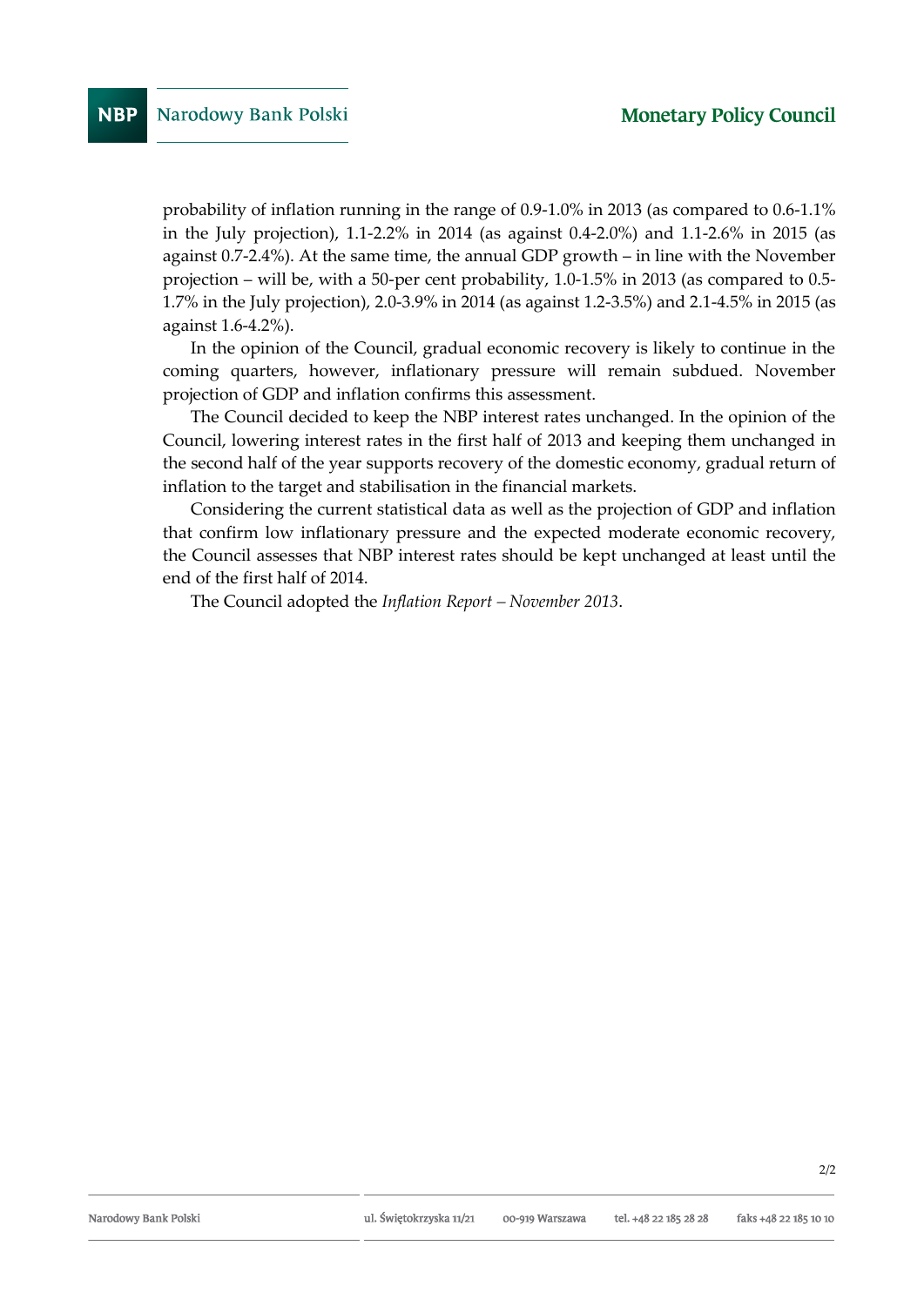probability of inflation running in the range of 0.9-1.0% in 2013 (as compared to 0.6-1.1% in the July projection), 1.1-2.2% in 2014 (as against 0.4-2.0%) and 1.1-2.6% in 2015 (as against 0.7-2.4%). At the same time, the annual GDP growth – in line with the November projection – will be, with a 50-per cent probability, 1.0-1.5% in 2013 (as compared to 0.5-1.7% in the July projection), 2.0-3.9% in 2014 (as against 1.2-3.5%) and 2.1-4.5% in 2015 (as against 1.6-4.2%).

In the opinion of the Council, gradual economic recovery is likely to continue in the coming quarters, however, inflationary pressure will remain subdued. November projection of GDP and inflation confirms this assessment.

The Council decided to keep the NBP interest rates unchanged. In the opinion of the Council, lowering interest rates in the first half of 2013 and keeping them unchanged in the second half of the year supports recovery of the domestic economy, gradual return of inflation to the target and stabilisation in the financial markets.

Considering the current statistical data as well as the projection of GDP and inflation that confirm low inflationary pressure and the expected moderate economic recovery, the Council assesses that NBP interest rates should be kept unchanged at least until the end of the first half of 2014.

The Council adopted the *Inflation Report – November 2013*.